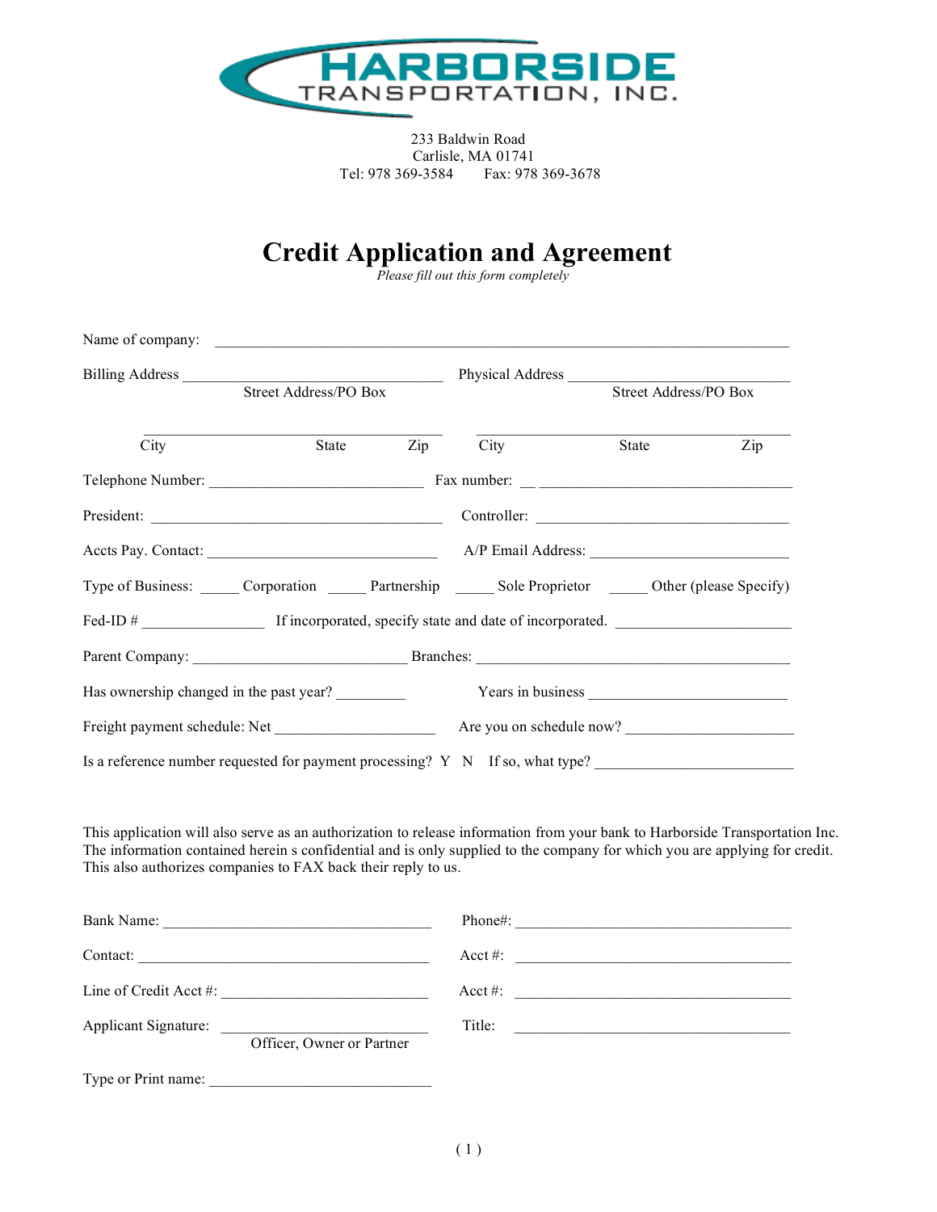# HARBORSIDE TRANSPORTATION, INC.

233 Baldwin Road
Carlisle, MA 01741
Tel: 978 369-3584 Fax: 978 369-3678

# Credit Application and Agreement

*Please fill out this form completely*

Name of company: ______________________________________________

Billing Address ______________________________ Physical Address ______________________________
Street Address/PO Box Street Address/PO Box

______________________________ ______________________________
City State Zip City State Zip

Telephone Number: ______________________ Fax number: ______________________

President: ______________________________ Controller: ______________________________

Accts Pay. Contact: ______________________ A/P Email Address: ______________________

Type of Business: _____ Corporation _____ Partnership _____ Sole Proprietor _____ Other (please Specify)

Fed-ID # _____________ If incorporated, specify state and date of incorporated. ____________________

Parent Company: ______________________ Branches: ______________________

Has ownership changed in the past year? ________ Years in business ______________________

Freight payment schedule: Net __________________ Are you on schedule now? __________________

Is a reference number requested for payment processing? Y N If so, what type? ______________________

This application will also serve as an authorization to release information from your bank to Harborside Transportation Inc. The information contained herein s confidential and is only supplied to the company for which you are applying for credit. This also authorizes companies to FAX back their reply to us.

Bank Name: ______________________________ Phone#: ______________________________

Contact: ______________________________ Acct #: ______________________________

Line of Credit Acct #: ______________________ Acct #: ______________________________

Applicant Signature: ______________________ Title: ______________________________
Officer, Owner or Partner

Type or Print name: ______________________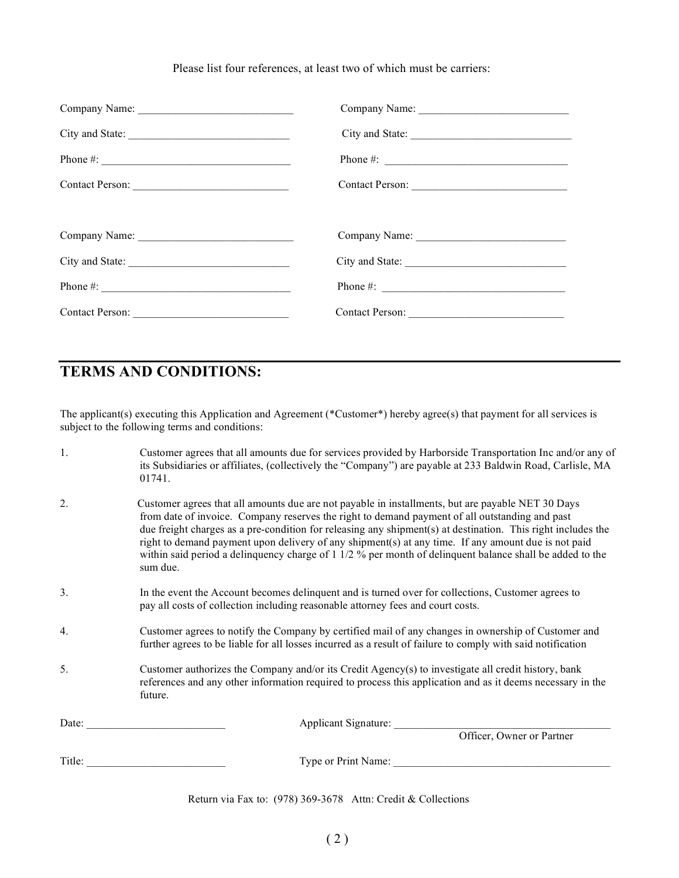Please list four references, at least two of which must be carriers:

Company Name: ____________________________ Company Name: ___________________________

City and State: _____________________________ City and State: _____________________________

Phone #: __________________________________ Phone #: _________________________________

Contact Person: ___________________________ Contact Person: ___________________________

Company Name: ____________________________ Company Name: ___________________________

City and State: _____________________________ City and State: _____________________________

Phone #: __________________________________ Phone #: _________________________________

Contact Person: ___________________________ Contact Person: ___________________________

## TERMS AND CONDITIONS:

The applicant(s) executing this Application and Agreement (*Customer*) hereby agree(s) that payment for all services is subject to the following terms and conditions:

1. Customer agrees that all amounts due for services provided by Harborside Transportation Inc and/or any of its Subsidiaries or affiliates, (collectively the "Company") are payable at 233 Baldwin Road, Carlisle, MA 01741.

2. Customer agrees that all amounts due are not payable in installments, but are payable NET 30 Days from date of invoice. Company reserves the right to demand payment of all outstanding and past due freight charges as a pre-condition for releasing any shipment(s) at destination. This right includes the right to demand payment upon delivery of any shipment(s) at any time. If any amount due is not paid within said period a delinquency charge of 1 1/2 % per month of delinquent balance shall be added to the sum due.

3. In the event the Account becomes delinquent and is turned over for collections, Customer agrees to pay all costs of collection including reasonable attorney fees and court costs.

4. Customer agrees to notify the Company by certified mail of any changes in ownership of Customer and further agrees to be liable for all losses incurred as a result of failure to comply with said notification

5. Customer authorizes the Company and/or its Credit Agency(s) to investigate all credit history, bank references and any other information required to process this application and as it deems necessary in the future.

Date: _________________________ Applicant Signature: _______________________________________
Officer, Owner or Partner

Title: _________________________ Type or Print Name: _______________________________________

Return via Fax to: (978) 369-3678 Attn: Credit & Collections